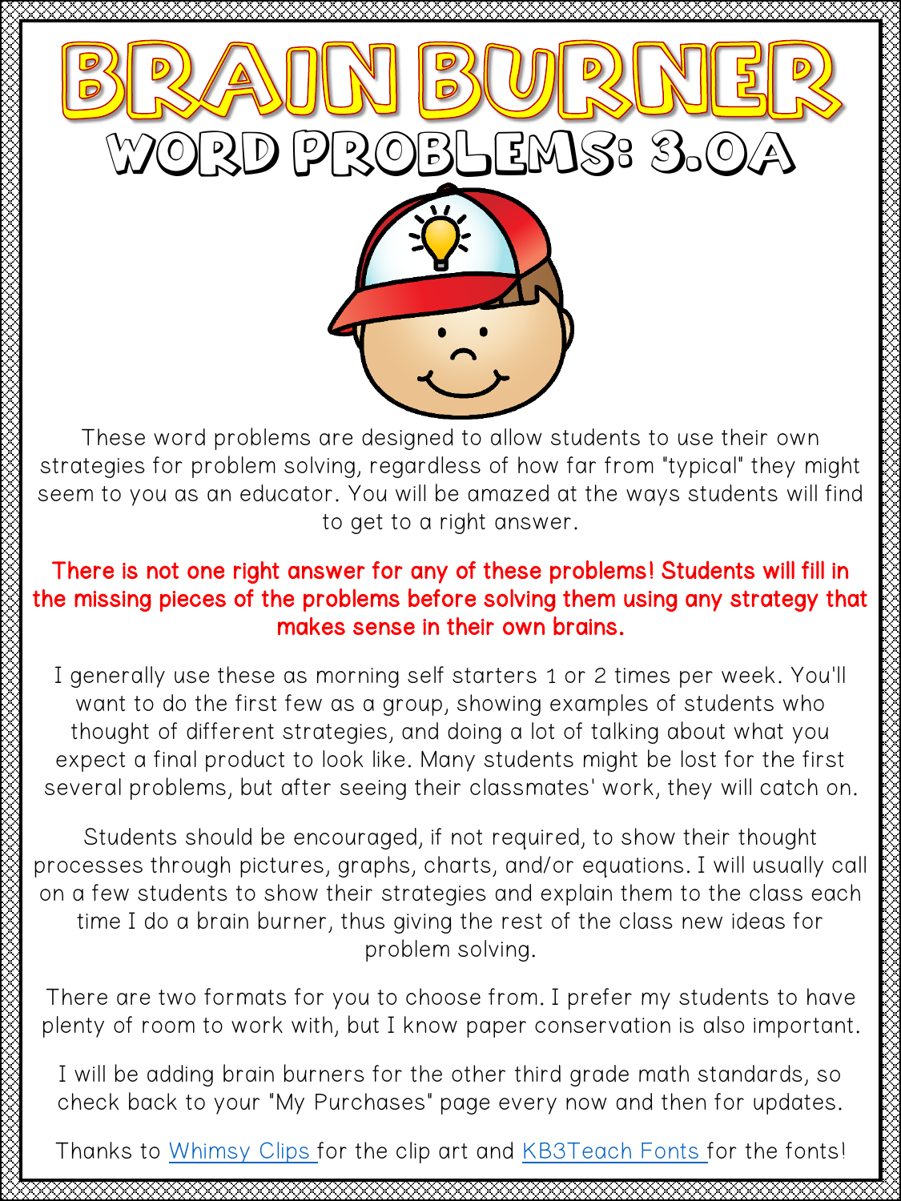# BRAIN BURNER

## WORD PROBLEMS: 3.OA

These word problems are designed to allow students to use their own strategies for problem solving, regardless of how far from "typical" they might seem to you as an educator. You will be amazed at the ways students will find to get to a right answer.

**There is not one right answer for any of these problems! Students will fill in the missing pieces of the problems before solving them using any strategy that makes sense in their own brains.**

I generally use these as morning self starters 1 or 2 times per week. You'll want to do the first few as a group, showing examples of students who thought of different strategies, and doing a lot of talking about what you expect a final product to look like. Many students might be lost for the first several problems, but after seeing their classmates' work, they will catch on.

Students should be encouraged, if not required, to show their thought processes through pictures, graphs, charts, and/or equations. I will usually call on a few students to show their strategies and explain them to the class each time I do a brain burner, thus giving the rest of the class new ideas for problem solving.

There are two formats for you to choose from. I prefer my students to have plenty of room to work with, but I know paper conservation is also important.

I will be adding brain burners for the other third grade math standards, so check back to your "My Purchases" page every now and then for updates.

Thanks to Whimsy Clips for the clip art and KB3Teach Fonts for the fonts!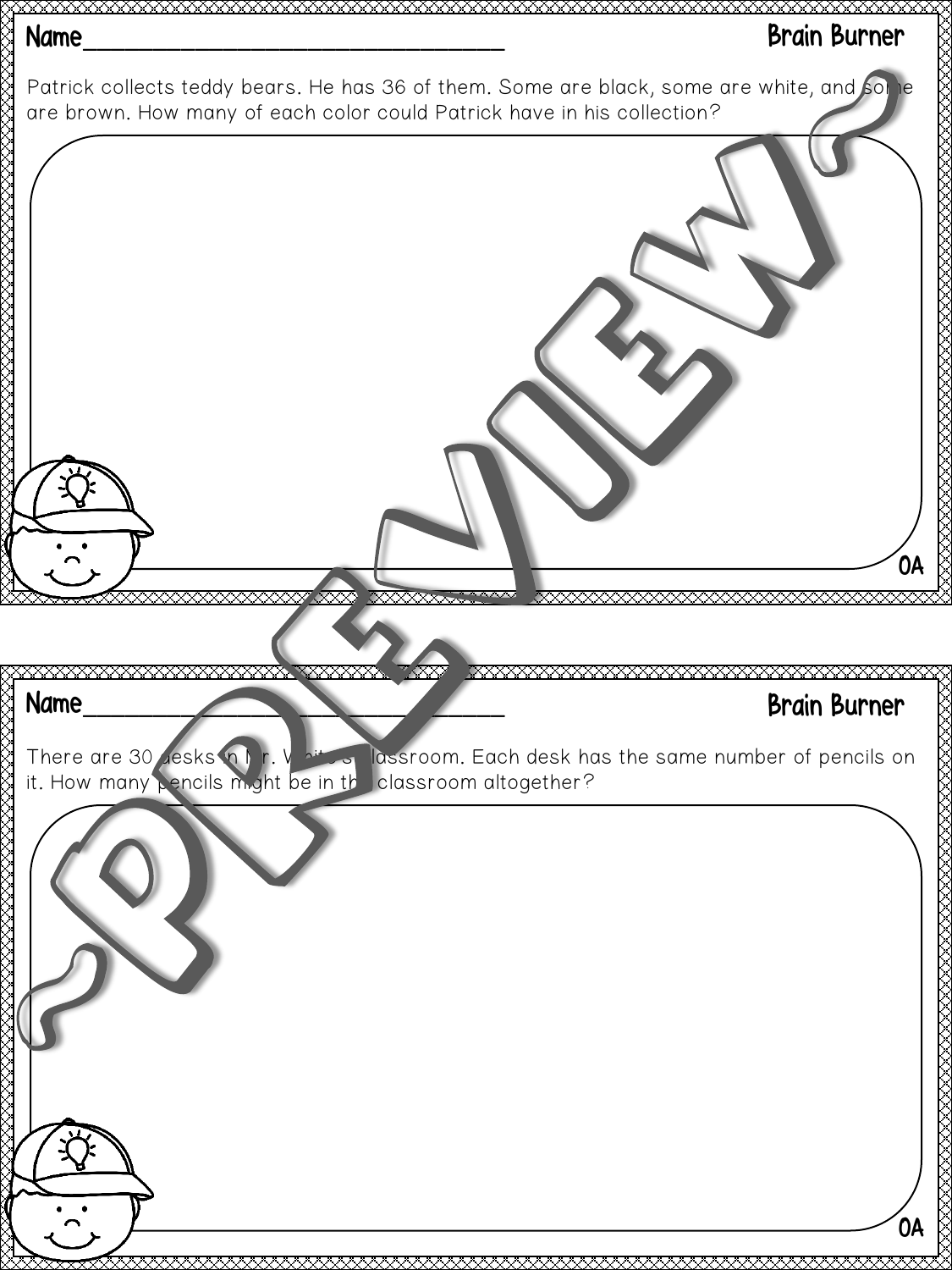Name_______________________________ **Brain Burner**

Patrick collects teddy bears. He has 36 of them. Some are black, some are white, and some are brown. How many of each color could Patrick have in his collection?

OA

---

Name_______________________________ **Brain Burner**

There are 30 desks in Mr. White's classroom. Each desk has the same number of pencils on it. How many pencils might be in the classroom altogether?

OA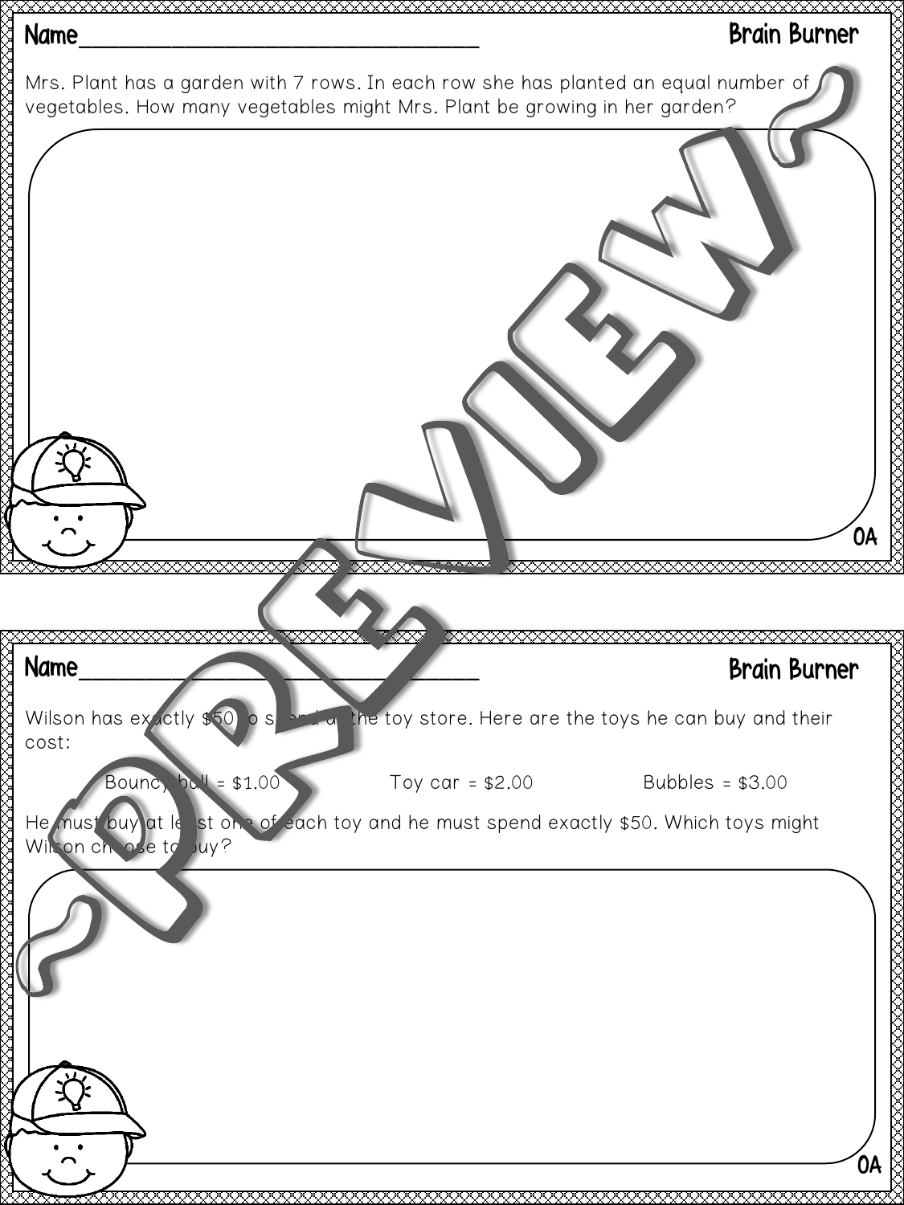Name_______________________________ **Brain Burner**

Mrs. Plant has a garden with 7 rows. In each row she has planted an equal number of vegetables. How many vegetables might Mrs. Plant be growing in her garden?

OA

---

Name_______________________________ **Brain Burner**

Wilson has exactly $50 to spend at the toy store. Here are the toys he can buy and their cost:

Bouncy ball = $1.00 Toy car = $2.00 Bubbles = $3.00

He must buy at least one of each toy and he must spend exactly $50. Which toys might Wilson choose to buy?

OA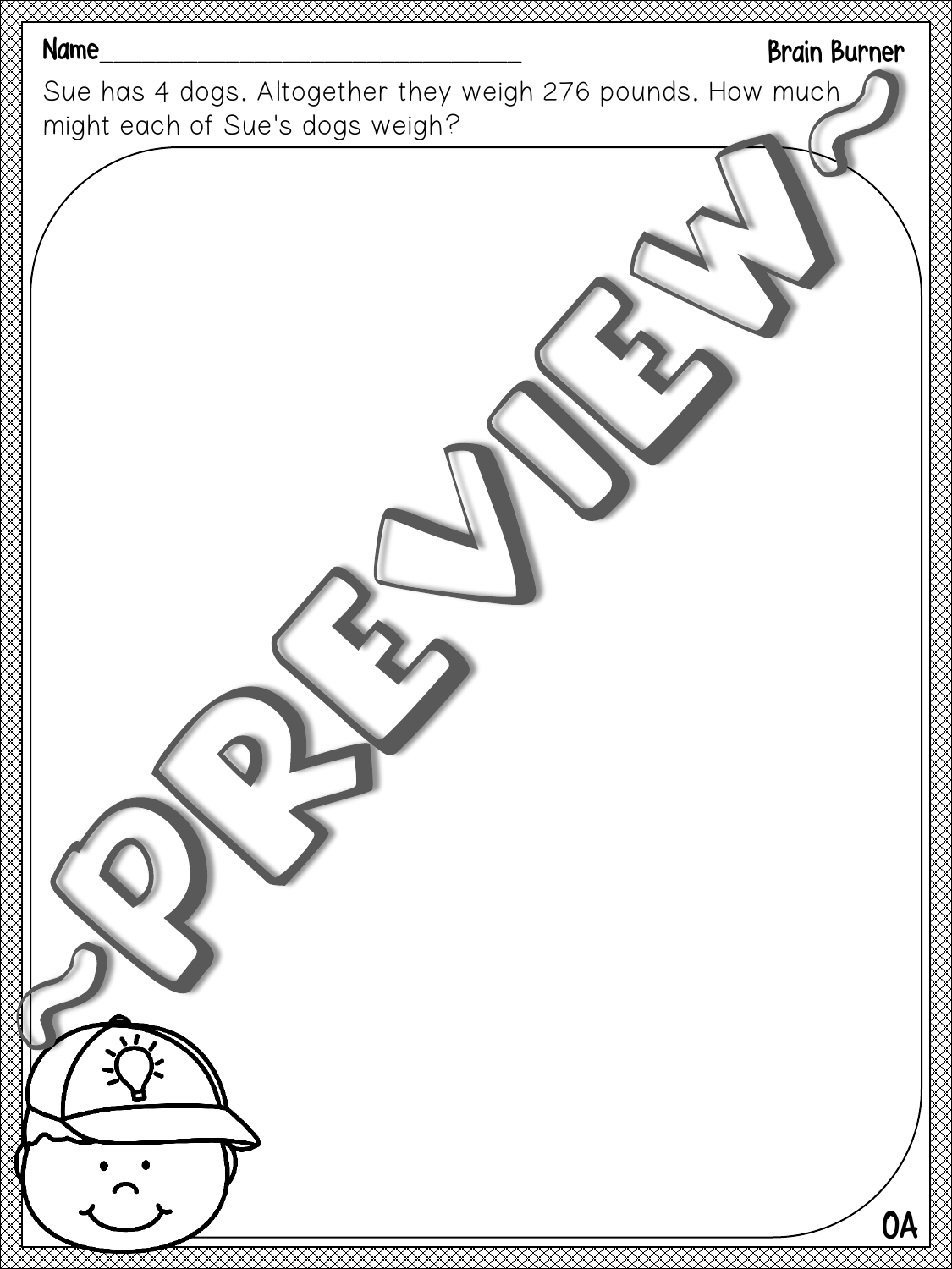Name________________________________ **Brain Burner**

Sue has 4 dogs. Altogether they weigh 276 pounds. How much might each of Sue's dogs weigh?

~PREVIEW~

OA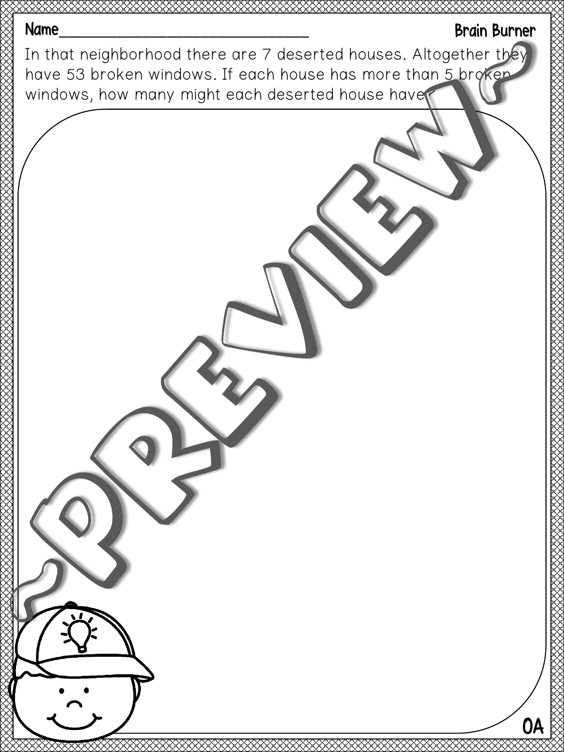Name_______________________________ **Brain Burner**

In that neighborhood there are 7 deserted houses. Altogether they have 53 broken windows. If each house has more than 5 broken windows, how many might each deserted house have?

~PREVIEW~

OA